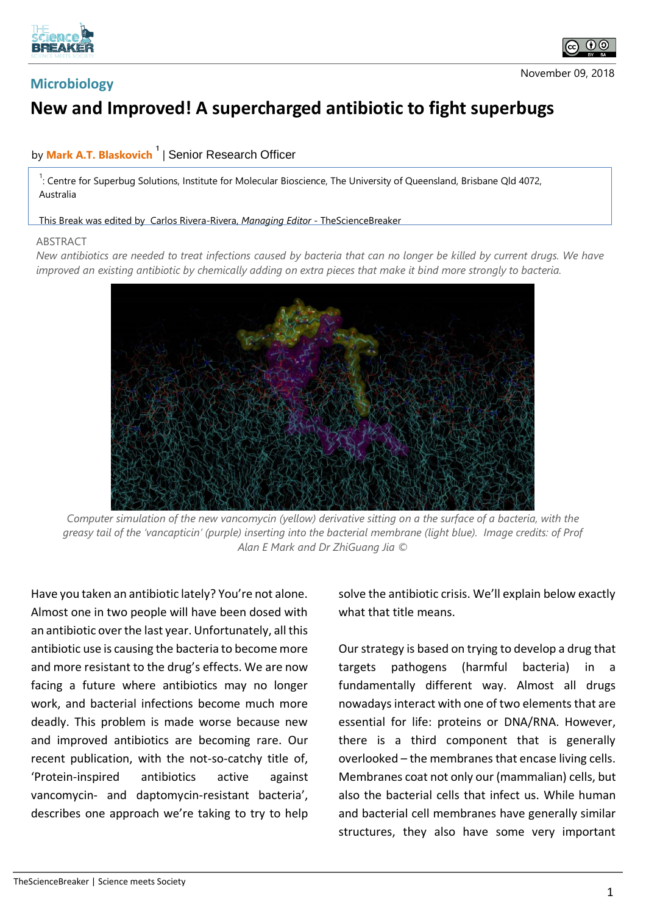Microbiology

November 09, 2018

# New and Improved! A supercharged antibiotic to fight superbugs

by **Mark A.T. Blaskovich**[1] | Senior Research Officer

[1]: Centre for Superbug Solutions, Institute for Molecular Bioscience, The University of Queensland, Brisbane Qld 4072, Australia

This Break was edited by Carlos Rivera-Rivera, *Managing Editor* - TheScienceBreaker

ABSTRACT

*New antibiotics are needed to treat infections caused by bacteria that can no longer be killed by current drugs. We have improved an existing antibiotic by chemically adding on extra pieces that make it bind more strongly to bacteria.*

*Computer simulation of the new vancomycin (yellow) derivative sitting on a the surface of a bacteria, with the greasy tail of the 'vancapticin' (purple) inserting into the bacterial membrane (light blue). Image credits: of Prof Alan E Mark and Dr ZhiGuang Jia ©*

Have you taken an antibiotic lately? You're not alone. Almost one in two people will have been dosed with an antibiotic over the last year. Unfortunately, all this antibiotic use is causing the bacteria to become more and more resistant to the drug's effects. We are now facing a future where antibiotics may no longer work, and bacterial infections become much more deadly. This problem is made worse because new and improved antibiotics are becoming rare. Our recent publication, with the not-so-catchy title of, 'Protein-inspired antibiotics active against vancomycin- and daptomycin-resistant bacteria', describes one approach we're taking to try to help solve the antibiotic crisis. We'll explain below exactly what that title means.

Our strategy is based on trying to develop a drug that targets pathogens (harmful bacteria) in a fundamentally different way. Almost all drugs nowadays interact with one of two elements that are essential for life: proteins or DNA/RNA. However, there is a third component that is generally overlooked – the membranes that encase living cells. Membranes coat not only our (mammalian) cells, but also the bacterial cells that infect us. While human and bacterial cell membranes have generally similar structures, they also have some very important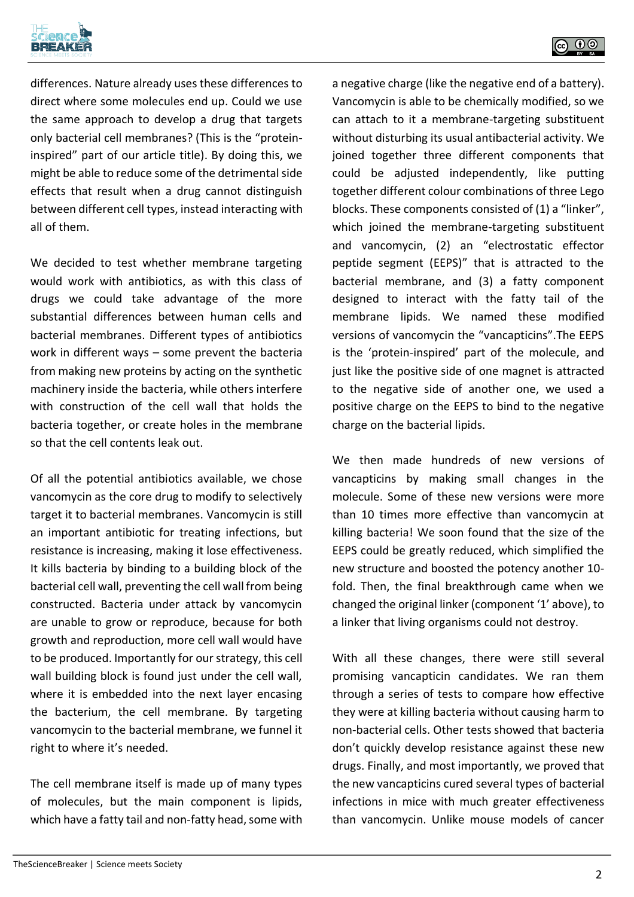differences. Nature already uses these differences to direct where some molecules end up. Could we use the same approach to develop a drug that targets only bacterial cell membranes? (This is the "protein-inspired" part of our article title). By doing this, we might be able to reduce some of the detrimental side effects that result when a drug cannot distinguish between different cell types, instead interacting with all of them.

We decided to test whether membrane targeting would work with antibiotics, as with this class of drugs we could take advantage of the more substantial differences between human cells and bacterial membranes. Different types of antibiotics work in different ways – some prevent the bacteria from making new proteins by acting on the synthetic machinery inside the bacteria, while others interfere with construction of the cell wall that holds the bacteria together, or create holes in the membrane so that the cell contents leak out.

Of all the potential antibiotics available, we chose vancomycin as the core drug to modify to selectively target it to bacterial membranes. Vancomycin is still an important antibiotic for treating infections, but resistance is increasing, making it lose effectiveness. It kills bacteria by binding to a building block of the bacterial cell wall, preventing the cell wall from being constructed. Bacteria under attack by vancomycin are unable to grow or reproduce, because for both growth and reproduction, more cell wall would have to be produced. Importantly for our strategy, this cell wall building block is found just under the cell wall, where it is embedded into the next layer encasing the bacterium, the cell membrane. By targeting vancomycin to the bacterial membrane, we funnel it right to where it's needed.

The cell membrane itself is made up of many types of molecules, but the main component is lipids, which have a fatty tail and non-fatty head, some with a negative charge (like the negative end of a battery). Vancomycin is able to be chemically modified, so we can attach to it a membrane-targeting substituent without disturbing its usual antibacterial activity. We joined together three different components that could be adjusted independently, like putting together different colour combinations of three Lego blocks. These components consisted of (1) a "linker", which joined the membrane-targeting substituent and vancomycin, (2) an "electrostatic effector peptide segment (EEPS)" that is attracted to the bacterial membrane, and (3) a fatty component designed to interact with the fatty tail of the membrane lipids. We named these modified versions of vancomycin the "vancapticins".The EEPS is the 'protein-inspired' part of the molecule, and just like the positive side of one magnet is attracted to the negative side of another one, we used a positive charge on the EEPS to bind to the negative charge on the bacterial lipids.

We then made hundreds of new versions of vancapticins by making small changes in the molecule. Some of these new versions were more than 10 times more effective than vancomycin at killing bacteria! We soon found that the size of the EEPS could be greatly reduced, which simplified the new structure and boosted the potency another 10-fold. Then, the final breakthrough came when we changed the original linker (component '1' above), to a linker that living organisms could not destroy.

With all these changes, there were still several promising vancapticin candidates. We ran them through a series of tests to compare how effective they were at killing bacteria without causing harm to non-bacterial cells. Other tests showed that bacteria don't quickly develop resistance against these new drugs. Finally, and most importantly, we proved that the new vancapticins cured several types of bacterial infections in mice with much greater effectiveness than vancomycin. Unlike mouse models of cancer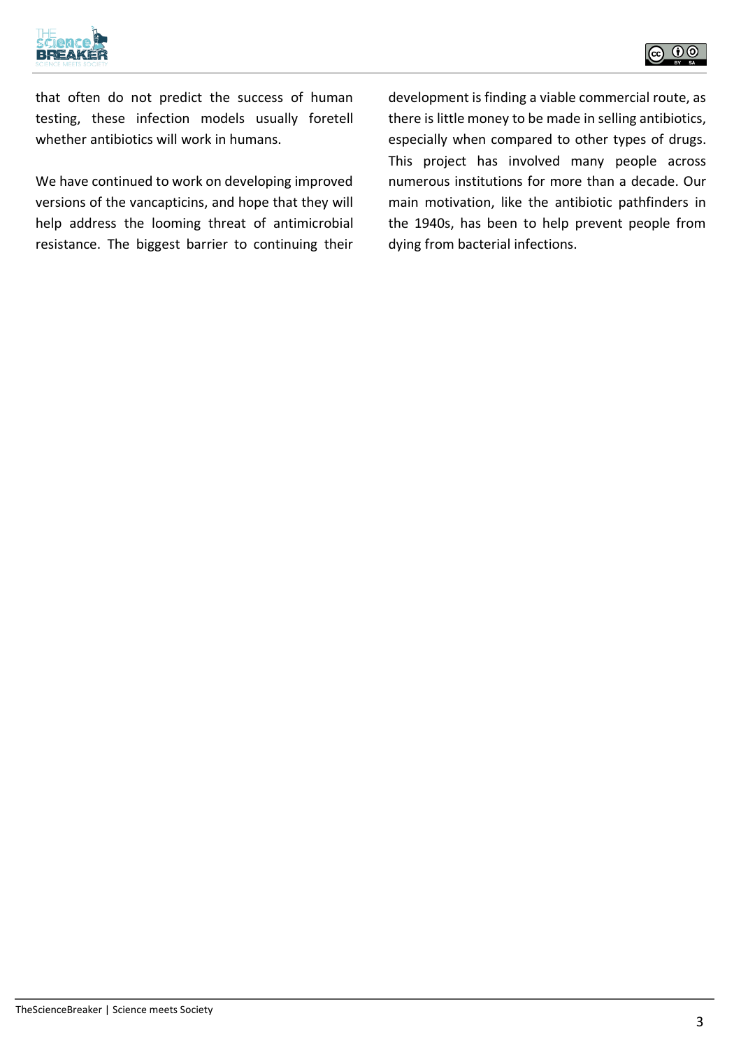that often do not predict the success of human testing, these infection models usually foretell whether antibiotics will work in humans.

We have continued to work on developing improved versions of the vancapticins, and hope that they will help address the looming threat of antimicrobial resistance. The biggest barrier to continuing their development is finding a viable commercial route, as there is little money to be made in selling antibiotics, especially when compared to other types of drugs. This project has involved many people across numerous institutions for more than a decade. Our main motivation, like the antibiotic pathfinders in the 1940s, has been to help prevent people from dying from bacterial infections.